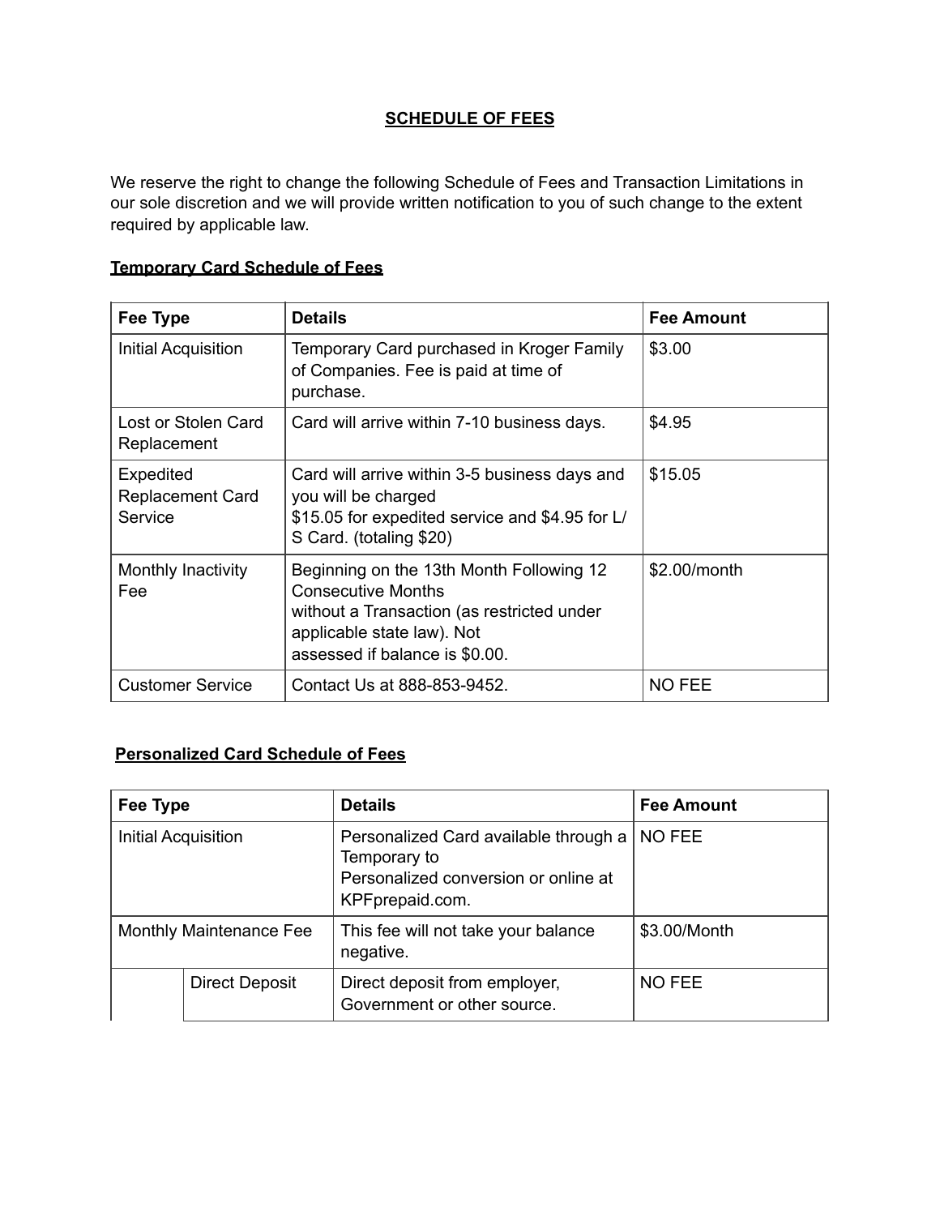# SCHEDULE OF FEES

We reserve the right to change the following Schedule of Fees and Transaction Limitations in our sole discretion and we will provide written notification to you of such change to the extent required by applicable law.

## Temporary Card Schedule of Fees

| Fee Type | Details | Fee Amount |
|---|---|---|
| Initial Acquisition | Temporary Card purchased in Kroger Family of Companies. Fee is paid at time of purchase. | $3.00 |
| Lost or Stolen Card Replacement | Card will arrive within 7-10 business days. | $4.95 |
| Expedited Replacement Card Service | Card will arrive within 3-5 business days and you will be charged $15.05 for expedited service and $4.95 for L/S Card. (totaling $20) | $15.05 |
| Monthly Inactivity Fee | Beginning on the 13th Month Following 12 Consecutive Months without a Transaction (as restricted under applicable state law). Not assessed if balance is $0.00. | $2.00/month |
| Customer Service | Contact Us at 888-853-9452. | NO FEE |

## Personalized Card Schedule of Fees

| Fee Type | | Details | Fee Amount |
|---|---|---|---|
| Initial Acquisition | | Personalized Card available through a Temporary to Personalized conversion or online at KPFprepaid.com. | NO FEE |
| Monthly Maintenance Fee | | This fee will not take your balance negative. | $3.00/Month |
| | Direct Deposit | Direct deposit from employer, Government or other source. | NO FEE |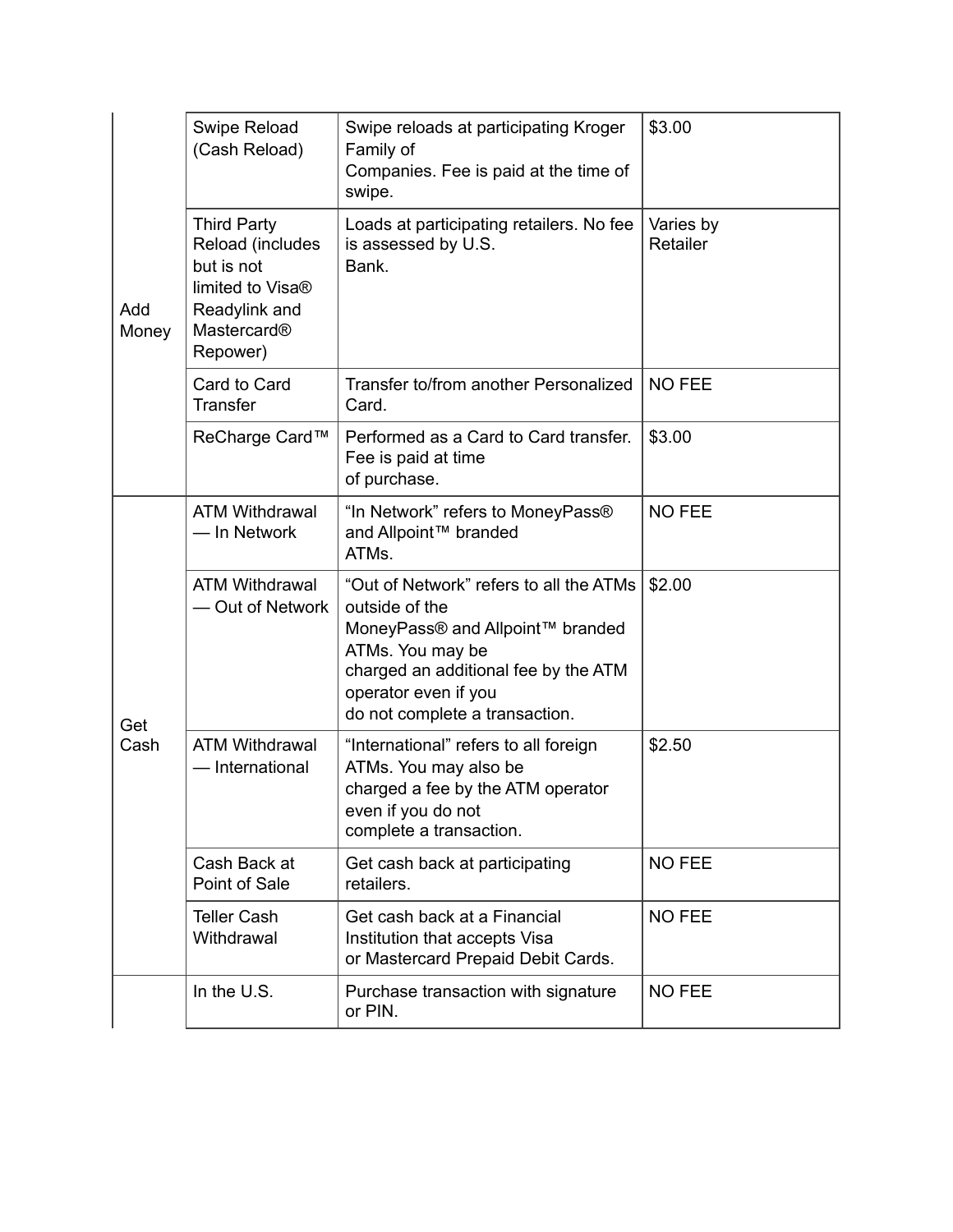| | | | |
|---|---|---|---|
| Add Money | Swipe Reload (Cash Reload) | Swipe reloads at participating Kroger Family of Companies. Fee is paid at the time of swipe. | $3.00 |
| | Third Party Reload (includes but is not limited to Visa® Readylink and Mastercard® Repower) | Loads at participating retailers. No fee is assessed by U.S. Bank. | Varies by Retailer |
| | Card to Card Transfer | Transfer to/from another Personalized Card. | NO FEE |
| | ReCharge Card™ | Performed as a Card to Card transfer. Fee is paid at time of purchase. | $3.00 |
| Get Cash | ATM Withdrawal — In Network | “In Network” refers to MoneyPass® and Allpoint™ branded ATMs. | NO FEE |
| | ATM Withdrawal — Out of Network | “Out of Network” refers to all the ATMs outside of the MoneyPass® and Allpoint™ branded ATMs. You may be charged an additional fee by the ATM operator even if you do not complete a transaction. | $2.00 |
| | ATM Withdrawal — International | “International” refers to all foreign ATMs. You may also be charged a fee by the ATM operator even if you do not complete a transaction. | $2.50 |
| | Cash Back at Point of Sale | Get cash back at participating retailers. | NO FEE |
| | Teller Cash Withdrawal | Get cash back at a Financial Institution that accepts Visa or Mastercard Prepaid Debit Cards. | NO FEE |
| | In the U.S. | Purchase transaction with signature or PIN. | NO FEE |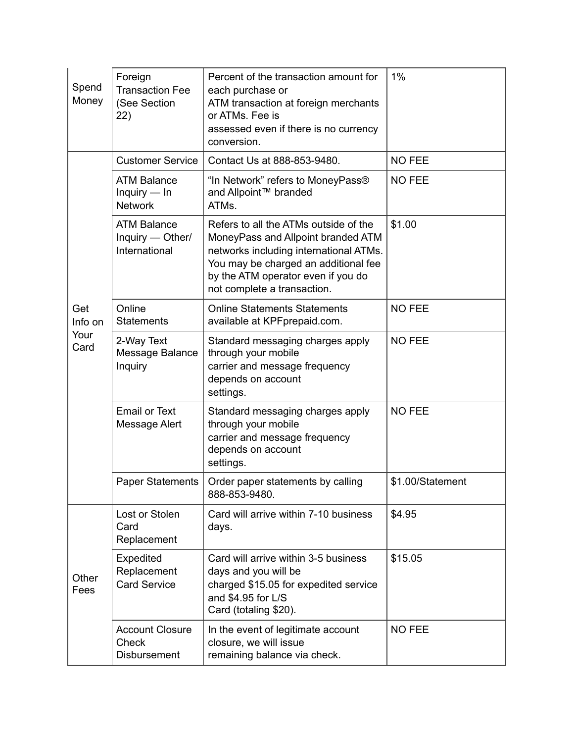| Spend Money | Foreign Transaction Fee (See Section 22) | Percent of the transaction amount for each purchase or ATM transaction at foreign merchants or ATMs. Fee is assessed even if there is no currency conversion. | 1% |
|---|---|---|---|
| Get Info on Your Card | Customer Service | Contact Us at 888-853-9480. | NO FEE |
| | ATM Balance Inquiry — In Network | "In Network" refers to MoneyPass® and Allpoint™ branded ATMs. | NO FEE |
| | ATM Balance Inquiry — Other/ International | Refers to all the ATMs outside of the MoneyPass and Allpoint branded ATM networks including international ATMs. You may be charged an additional fee by the ATM operator even if you do not complete a transaction. | $1.00 |
| | Online Statements | Online Statements Statements available at KPFprepaid.com. | NO FEE |
| | 2-Way Text Message Balance Inquiry | Standard messaging charges apply through your mobile carrier and message frequency depends on account settings. | NO FEE |
| | Email or Text Message Alert | Standard messaging charges apply through your mobile carrier and message frequency depends on account settings. | NO FEE |
| | Paper Statements | Order paper statements by calling 888-853-9480. | $1.00/Statement |
| Other Fees | Lost or Stolen Card Replacement | Card will arrive within 7-10 business days. | $4.95 |
| | Expedited Replacement Card Service | Card will arrive within 3-5 business days and you will be charged $15.05 for expedited service and $4.95 for L/S Card (totaling $20). | $15.05 |
| | Account Closure Check Disbursement | In the event of legitimate account closure, we will issue remaining balance via check. | NO FEE |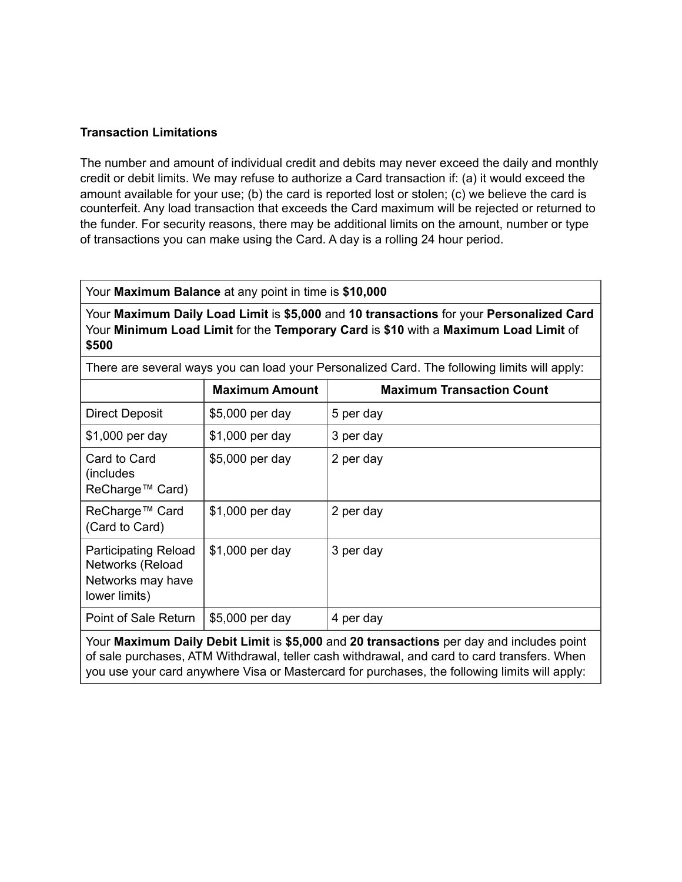**Transaction Limitations**

The number and amount of individual credit and debits may never exceed the daily and monthly credit or debit limits. We may refuse to authorize a Card transaction if: (a) it would exceed the amount available for your use; (b) the card is reported lost or stolen; (c) we believe the card is counterfeit. Any load transaction that exceeds the Card maximum will be rejected or returned to the funder. For security reasons, there may be additional limits on the amount, number or type of transactions you can make using the Card. A day is a rolling 24 hour period.

| Your **Maximum Balance** at any point in time is **$10,000** | | |
|---|---|---|
| Your **Maximum Daily Load Limit** is **$5,000** and **10 transactions** for your **Personalized Card** Your **Minimum Load Limit** for the **Temporary Card** is **$10** with a **Maximum Load Limit** of **$500** | | |
| There are several ways you can load your Personalized Card. The following limits will apply: | | |
| | **Maximum Amount** | **Maximum Transaction Count** |
| Direct Deposit | $5,000 per day | 5 per day |
| $1,000 per day | $1,000 per day | 3 per day |
| Card to Card (includes ReCharge™ Card) | $5,000 per day | 2 per day |
| ReCharge™ Card (Card to Card) | $1,000 per day | 2 per day |
| Participating Reload Networks (Reload Networks may have lower limits) | $1,000 per day | 3 per day |
| Point of Sale Return | $5,000 per day | 4 per day |
| Your **Maximum Daily Debit Limit** is **$5,000** and **20 transactions** per day and includes point of sale purchases, ATM Withdrawal, teller cash withdrawal, and card to card transfers. When you use your card anywhere Visa or Mastercard for purchases, the following limits will apply: | | |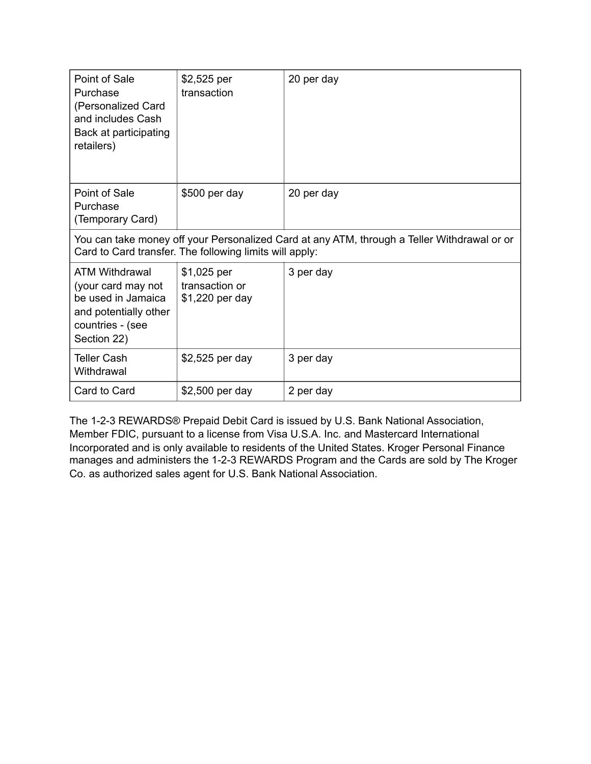| | | |
|---|---|---|
| Point of Sale Purchase (Personalized Card and includes Cash Back at participating retailers) | $2,525 per transaction | 20 per day |
| Point of Sale Purchase (Temporary Card) | $500 per day | 20 per day |
| You can take money off your Personalized Card at any ATM, through a Teller Withdrawal or or Card to Card transfer. The following limits will apply: | | |
| ATM Withdrawal (your card may not be used in Jamaica and potentially other countries - (see Section 22) | $1,025 per transaction or $1,220 per day | 3 per day |
| Teller Cash Withdrawal | $2,525 per day | 3 per day |
| Card to Card | $2,500 per day | 2 per day |

The 1-2-3 REWARDS® Prepaid Debit Card is issued by U.S. Bank National Association, Member FDIC, pursuant to a license from Visa U.S.A. Inc. and Mastercard International Incorporated and is only available to residents of the United States. Kroger Personal Finance manages and administers the 1-2-3 REWARDS Program and the Cards are sold by The Kroger Co. as authorized sales agent for U.S. Bank National Association.